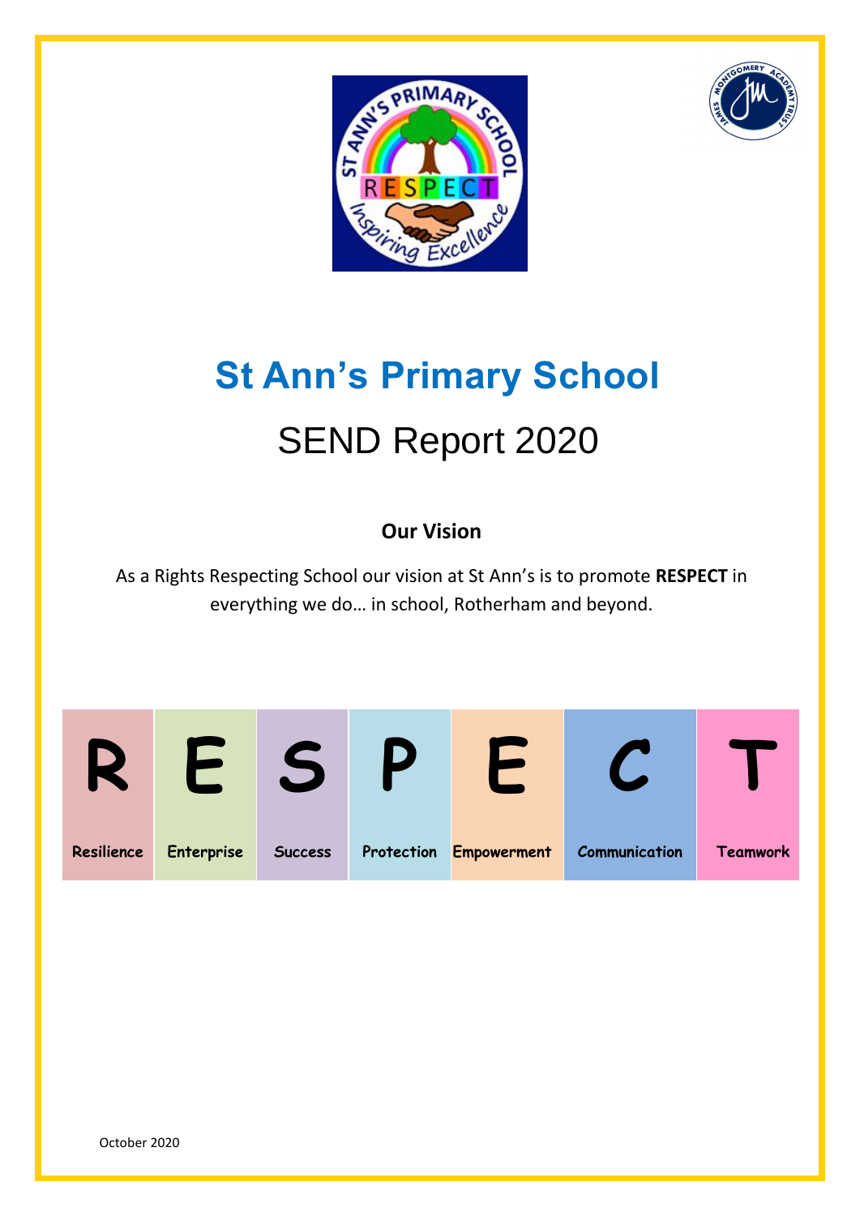# St Ann's Primary School

## SEND Report 2020

**Our Vision**

As a Rights Respecting School our vision at St Ann's is to promote **RESPECT** in everything we do… in school, Rotherham and beyond.

| R | E | S | P | E | C | T |
|---|---|---|---|---|---|---|
| Resilience | Enterprise | Success | Protection | Empowerment | Communication | Teamwork |

October 2020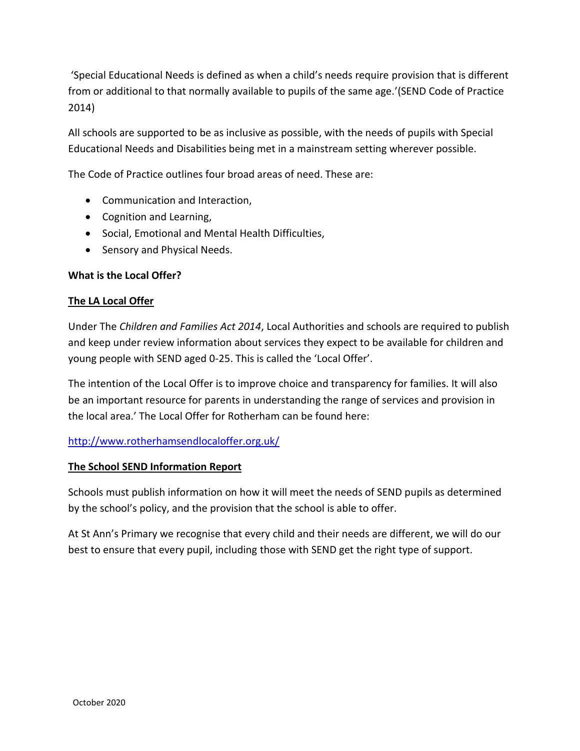'Special Educational Needs is defined as when a child's needs require provision that is different from or additional to that normally available to pupils of the same age.'(SEND Code of Practice 2014)

All schools are supported to be as inclusive as possible, with the needs of pupils with Special Educational Needs and Disabilities being met in a mainstream setting wherever possible.

The Code of Practice outlines four broad areas of need. These are:

- Communication and Interaction,
- Cognition and Learning,
- Social, Emotional and Mental Health Difficulties,
- Sensory and Physical Needs.

**What is the Local Offer?**

**The LA Local Offer**

Under The *Children and Families Act 2014*, Local Authorities and schools are required to publish and keep under review information about services they expect to be available for children and young people with SEND aged 0-25. This is called the 'Local Offer'.

The intention of the Local Offer is to improve choice and transparency for families. It will also be an important resource for parents in understanding the range of services and provision in the local area.' The Local Offer for Rotherham can be found here:

http://www.rotherhamsendlocaloffer.org.uk/

**The School SEND Information Report**

Schools must publish information on how it will meet the needs of SEND pupils as determined by the school's policy, and the provision that the school is able to offer.

At St Ann's Primary we recognise that every child and their needs are different, we will do our best to ensure that every pupil, including those with SEND get the right type of support.

October 2020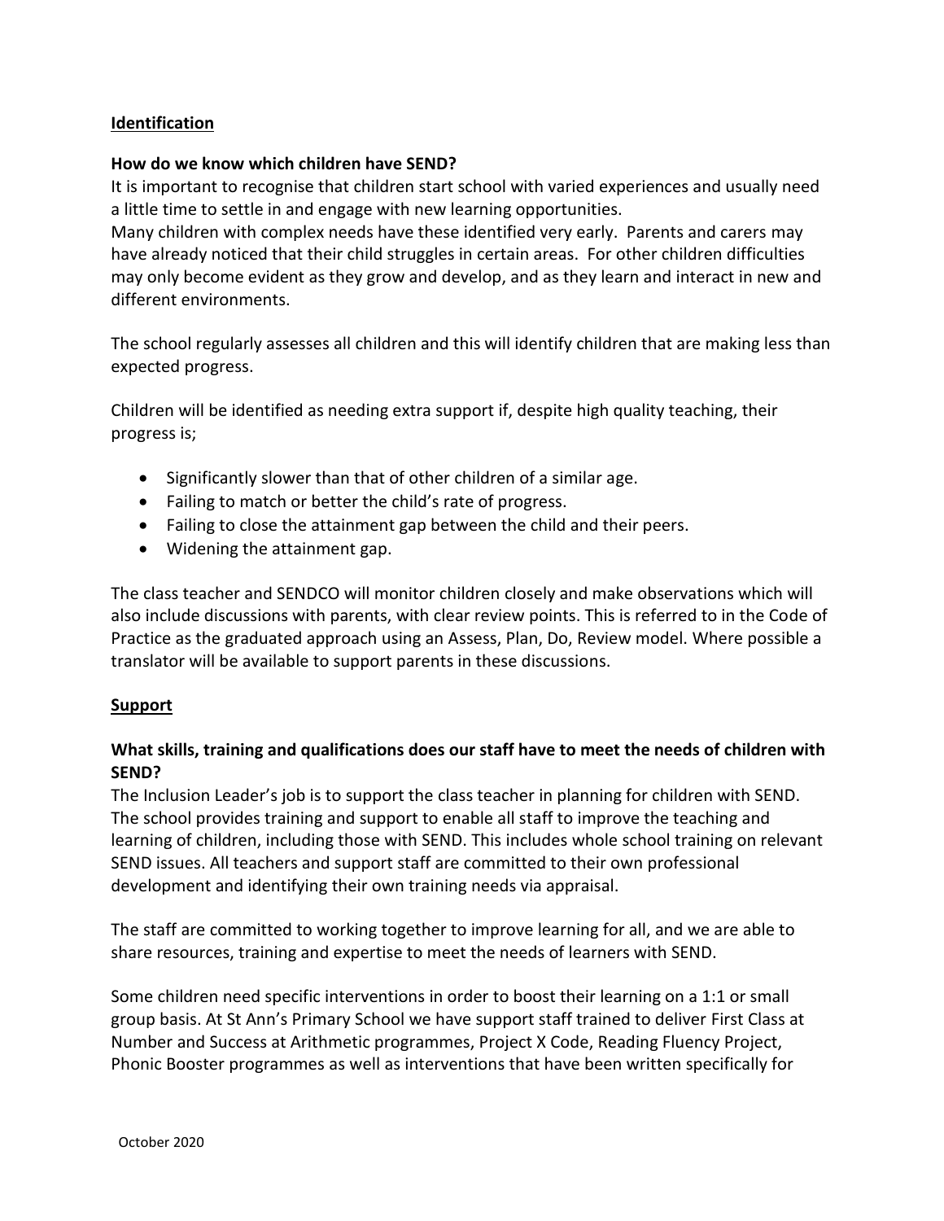## Identification

**How do we know which children have SEND?**

It is important to recognise that children start school with varied experiences and usually need a little time to settle in and engage with new learning opportunities.

Many children with complex needs have these identified very early. Parents and carers may have already noticed that their child struggles in certain areas. For other children difficulties may only become evident as they grow and develop, and as they learn and interact in new and different environments.

The school regularly assesses all children and this will identify children that are making less than expected progress.

Children will be identified as needing extra support if, despite high quality teaching, their progress is;

- Significantly slower than that of other children of a similar age.
- Failing to match or better the child's rate of progress.
- Failing to close the attainment gap between the child and their peers.
- Widening the attainment gap.

The class teacher and SENDCO will monitor children closely and make observations which will also include discussions with parents, with clear review points. This is referred to in the Code of Practice as the graduated approach using an Assess, Plan, Do, Review model. Where possible a translator will be available to support parents in these discussions.

## Support

**What skills, training and qualifications does our staff have to meet the needs of children with SEND?**

The Inclusion Leader's job is to support the class teacher in planning for children with SEND. The school provides training and support to enable all staff to improve the teaching and learning of children, including those with SEND. This includes whole school training on relevant SEND issues. All teachers and support staff are committed to their own professional development and identifying their own training needs via appraisal.

The staff are committed to working together to improve learning for all, and we are able to share resources, training and expertise to meet the needs of learners with SEND.

Some children need specific interventions in order to boost their learning on a 1:1 or small group basis. At St Ann's Primary School we have support staff trained to deliver First Class at Number and Success at Arithmetic programmes, Project X Code, Reading Fluency Project, Phonic Booster programmes as well as interventions that have been written specifically for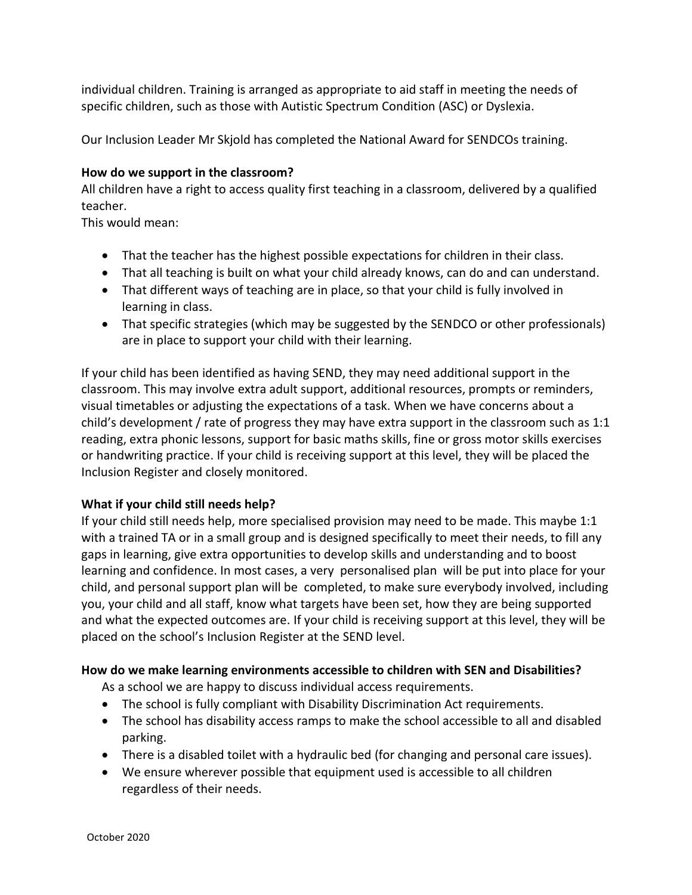individual children. Training is arranged as appropriate to aid staff in meeting the needs of specific children, such as those with Autistic Spectrum Condition (ASC) or Dyslexia.

Our Inclusion Leader Mr Skjold has completed the National Award for SENDCOs training.

**How do we support in the classroom?**

All children have a right to access quality first teaching in a classroom, delivered by a qualified teacher.

This would mean:

- That the teacher has the highest possible expectations for children in their class.
- That all teaching is built on what your child already knows, can do and can understand.
- That different ways of teaching are in place, so that your child is fully involved in learning in class.
- That specific strategies (which may be suggested by the SENDCO or other professionals) are in place to support your child with their learning.

If your child has been identified as having SEND, they may need additional support in the classroom. This may involve extra adult support, additional resources, prompts or reminders, visual timetables or adjusting the expectations of a task. When we have concerns about a child's development / rate of progress they may have extra support in the classroom such as 1:1 reading, extra phonic lessons, support for basic maths skills, fine or gross motor skills exercises or handwriting practice. If your child is receiving support at this level, they will be placed the Inclusion Register and closely monitored.

**What if your child still needs help?**

If your child still needs help, more specialised provision may need to be made. This maybe 1:1 with a trained TA or in a small group and is designed specifically to meet their needs, to fill any gaps in learning, give extra opportunities to develop skills and understanding and to boost learning and confidence. In most cases, a very personalised plan will be put into place for your child, and personal support plan will be completed, to make sure everybody involved, including you, your child and all staff, know what targets have been set, how they are being supported and what the expected outcomes are. If your child is receiving support at this level, they will be placed on the school's Inclusion Register at the SEND level.

**How do we make learning environments accessible to children with SEN and Disabilities?**

As a school we are happy to discuss individual access requirements.

- The school is fully compliant with Disability Discrimination Act requirements.
- The school has disability access ramps to make the school accessible to all and disabled parking.
- There is a disabled toilet with a hydraulic bed (for changing and personal care issues).
- We ensure wherever possible that equipment used is accessible to all children regardless of their needs.

October 2020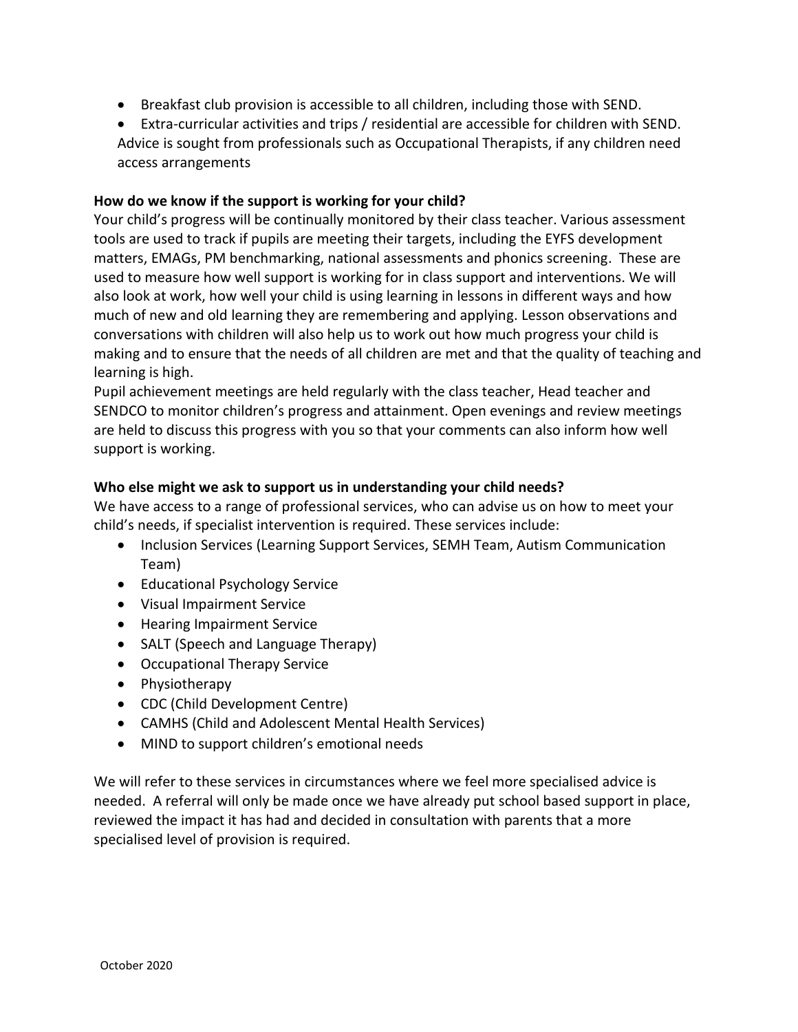- Breakfast club provision is accessible to all children, including those with SEND.
- Extra-curricular activities and trips / residential are accessible for children with SEND. Advice is sought from professionals such as Occupational Therapists, if any children need access arrangements

**How do we know if the support is working for your child?**

Your child's progress will be continually monitored by their class teacher. Various assessment tools are used to track if pupils are meeting their targets, including the EYFS development matters, EMAGs, PM benchmarking, national assessments and phonics screening. These are used to measure how well support is working for in class support and interventions. We will also look at work, how well your child is using learning in lessons in different ways and how much of new and old learning they are remembering and applying. Lesson observations and conversations with children will also help us to work out how much progress your child is making and to ensure that the needs of all children are met and that the quality of teaching and learning is high.

Pupil achievement meetings are held regularly with the class teacher, Head teacher and SENDCO to monitor children's progress and attainment. Open evenings and review meetings are held to discuss this progress with you so that your comments can also inform how well support is working.

**Who else might we ask to support us in understanding your child needs?**

We have access to a range of professional services, who can advise us on how to meet your child's needs, if specialist intervention is required. These services include:

- Inclusion Services (Learning Support Services, SEMH Team, Autism Communication Team)
- Educational Psychology Service
- Visual Impairment Service
- Hearing Impairment Service
- SALT (Speech and Language Therapy)
- Occupational Therapy Service
- Physiotherapy
- CDC (Child Development Centre)
- CAMHS (Child and Adolescent Mental Health Services)
- MIND to support children's emotional needs

We will refer to these services in circumstances where we feel more specialised advice is needed. A referral will only be made once we have already put school based support in place, reviewed the impact it has had and decided in consultation with parents that a more specialised level of provision is required.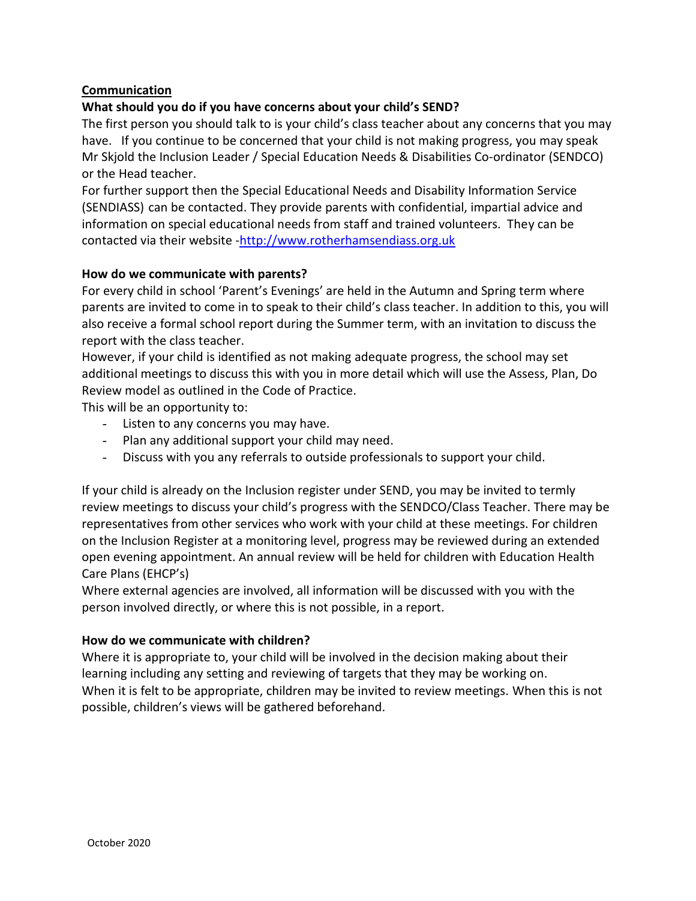## Communication

### What should you do if you have concerns about your child's SEND?

The first person you should talk to is your child's class teacher about any concerns that you may have. If you continue to be concerned that your child is not making progress, you may speak Mr Skjold the Inclusion Leader / Special Education Needs & Disabilities Co-ordinator (SENDCO) or the Head teacher.

For further support then the Special Educational Needs and Disability Information Service (SENDIASS) can be contacted. They provide parents with confidential, impartial advice and information on special educational needs from staff and trained volunteers. They can be contacted via their website -[http://www.rotherhamsendiass.org.uk](http://www.rotherhamsendiass.org.uk)

### How do we communicate with parents?

For every child in school 'Parent's Evenings' are held in the Autumn and Spring term where parents are invited to come in to speak to their child's class teacher. In addition to this, you will also receive a formal school report during the Summer term, with an invitation to discuss the report with the class teacher.

However, if your child is identified as not making adequate progress, the school may set additional meetings to discuss this with you in more detail which will use the Assess, Plan, Do Review model as outlined in the Code of Practice.

This will be an opportunity to:

- Listen to any concerns you may have.
- Plan any additional support your child may need.
- Discuss with you any referrals to outside professionals to support your child.

If your child is already on the Inclusion register under SEND, you may be invited to termly review meetings to discuss your child's progress with the SENDCO/Class Teacher. There may be representatives from other services who work with your child at these meetings. For children on the Inclusion Register at a monitoring level, progress may be reviewed during an extended open evening appointment. An annual review will be held for children with Education Health Care Plans (EHCP's)

Where external agencies are involved, all information will be discussed with you with the person involved directly, or where this is not possible, in a report.

### How do we communicate with children?

Where it is appropriate to, your child will be involved in the decision making about their learning including any setting and reviewing of targets that they may be working on.

When it is felt to be appropriate, children may be invited to review meetings. When this is not possible, children's views will be gathered beforehand.

October 2020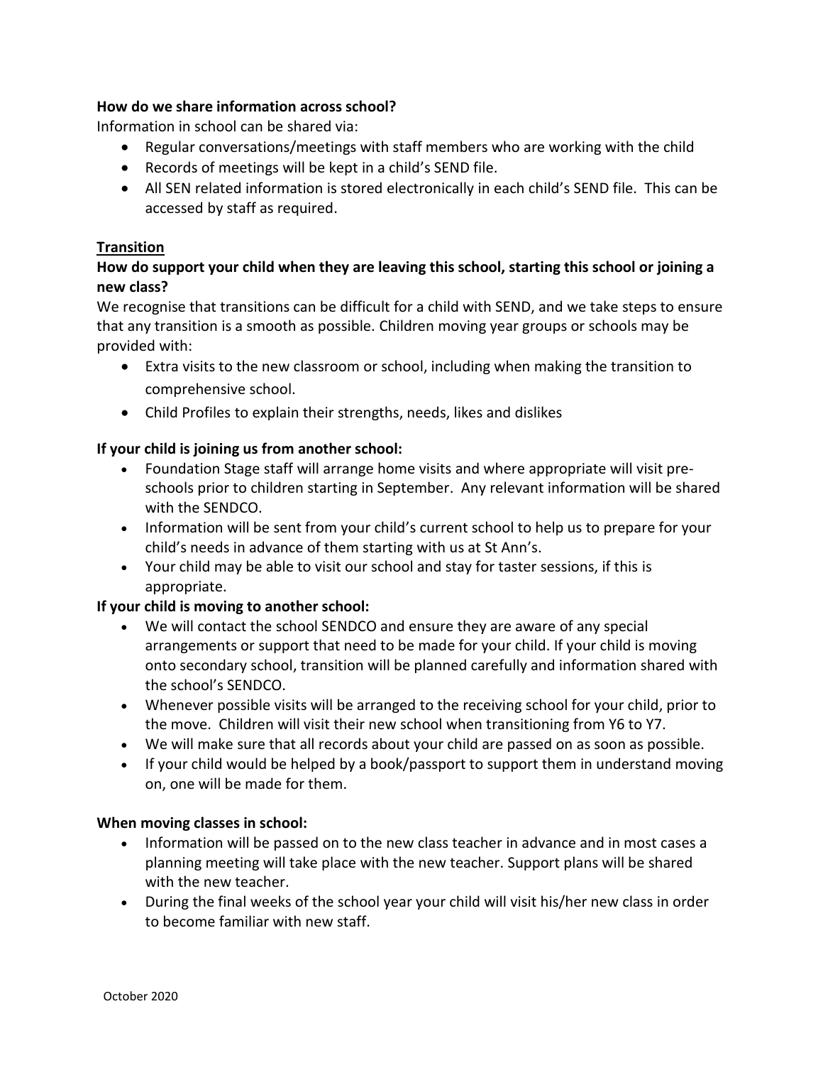**How do we share information across school?**

Information in school can be shared via:

- Regular conversations/meetings with staff members who are working with the child
- Records of meetings will be kept in a child's SEND file.
- All SEN related information is stored electronically in each child's SEND file. This can be accessed by staff as required.

**Transition**

**How do support your child when they are leaving this school, starting this school or joining a new class?**

We recognise that transitions can be difficult for a child with SEND, and we take steps to ensure that any transition is a smooth as possible. Children moving year groups or schools may be provided with:

- Extra visits to the new classroom or school, including when making the transition to comprehensive school.
- Child Profiles to explain their strengths, needs, likes and dislikes

**If your child is joining us from another school:**

- Foundation Stage staff will arrange home visits and where appropriate will visit pre-schools prior to children starting in September. Any relevant information will be shared with the SENDCO.
- Information will be sent from your child's current school to help us to prepare for your child's needs in advance of them starting with us at St Ann's.
- Your child may be able to visit our school and stay for taster sessions, if this is appropriate.

**If your child is moving to another school:**

- We will contact the school SENDCO and ensure they are aware of any special arrangements or support that need to be made for your child. If your child is moving onto secondary school, transition will be planned carefully and information shared with the school's SENDCO.
- Whenever possible visits will be arranged to the receiving school for your child, prior to the move. Children will visit their new school when transitioning from Y6 to Y7.
- We will make sure that all records about your child are passed on as soon as possible.
- If your child would be helped by a book/passport to support them in understand moving on, one will be made for them.

**When moving classes in school:**

- Information will be passed on to the new class teacher in advance and in most cases a planning meeting will take place with the new teacher. Support plans will be shared with the new teacher.
- During the final weeks of the school year your child will visit his/her new class in order to become familiar with new staff.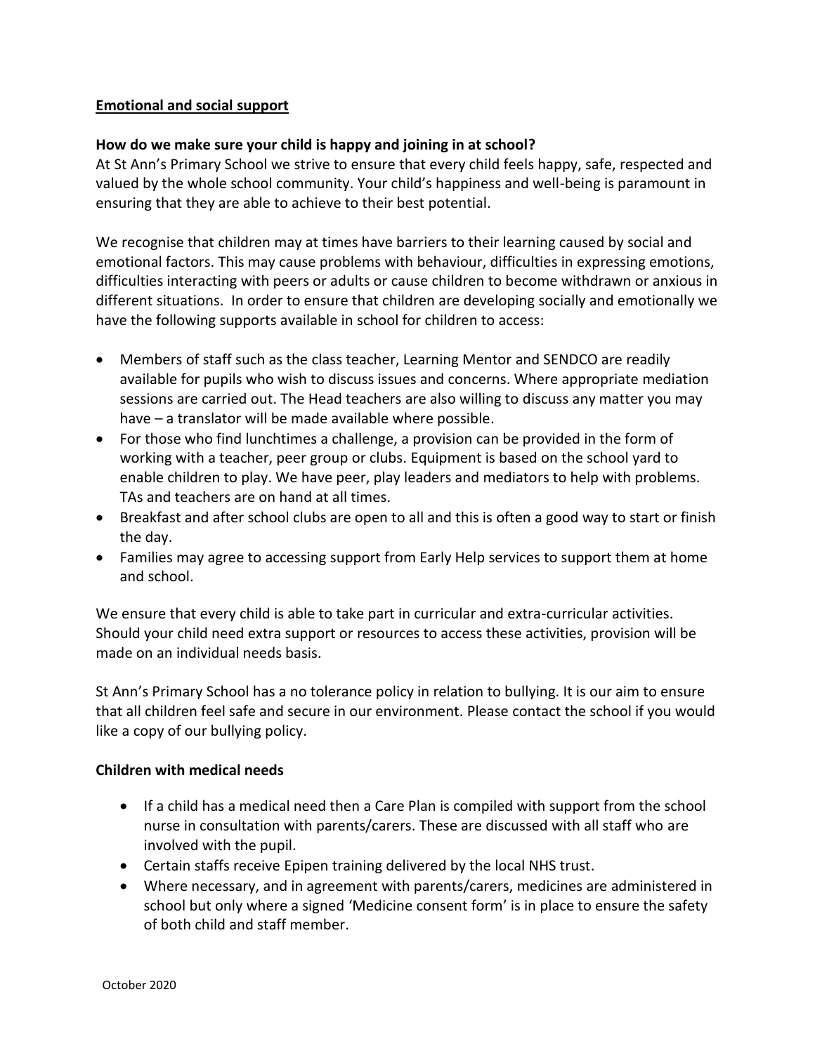**Emotional and social support**

**How do we make sure your child is happy and joining in at school?**

At St Ann's Primary School we strive to ensure that every child feels happy, safe, respected and valued by the whole school community. Your child's happiness and well-being is paramount in ensuring that they are able to achieve to their best potential.

We recognise that children may at times have barriers to their learning caused by social and emotional factors. This may cause problems with behaviour, difficulties in expressing emotions, difficulties interacting with peers or adults or cause children to become withdrawn or anxious in different situations. In order to ensure that children are developing socially and emotionally we have the following supports available in school for children to access:

- Members of staff such as the class teacher, Learning Mentor and SENDCO are readily available for pupils who wish to discuss issues and concerns. Where appropriate mediation sessions are carried out. The Head teachers are also willing to discuss any matter you may have – a translator will be made available where possible.
- For those who find lunchtimes a challenge, a provision can be provided in the form of working with a teacher, peer group or clubs. Equipment is based on the school yard to enable children to play. We have peer, play leaders and mediators to help with problems. TAs and teachers are on hand at all times.
- Breakfast and after school clubs are open to all and this is often a good way to start or finish the day.
- Families may agree to accessing support from Early Help services to support them at home and school.

We ensure that every child is able to take part in curricular and extra-curricular activities. Should your child need extra support or resources to access these activities, provision will be made on an individual needs basis.

St Ann's Primary School has a no tolerance policy in relation to bullying. It is our aim to ensure that all children feel safe and secure in our environment. Please contact the school if you would like a copy of our bullying policy.

**Children with medical needs**

- If a child has a medical need then a Care Plan is compiled with support from the school nurse in consultation with parents/carers. These are discussed with all staff who are involved with the pupil.
- Certain staffs receive Epipen training delivered by the local NHS trust.
- Where necessary, and in agreement with parents/carers, medicines are administered in school but only where a signed 'Medicine consent form' is in place to ensure the safety of both child and staff member.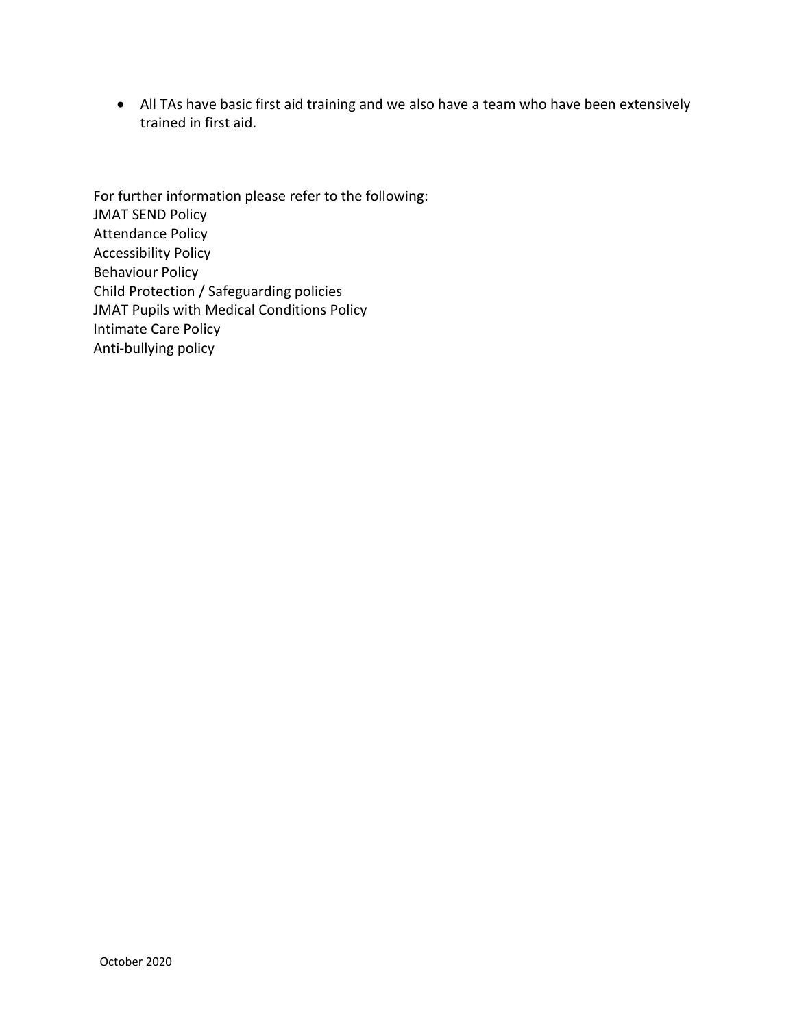- All TAs have basic first aid training and we also have a team who have been extensively trained in first aid.

For further information please refer to the following:
JMAT SEND Policy
Attendance Policy
Accessibility Policy
Behaviour Policy
Child Protection / Safeguarding policies
JMAT Pupils with Medical Conditions Policy
Intimate Care Policy
Anti-bullying policy